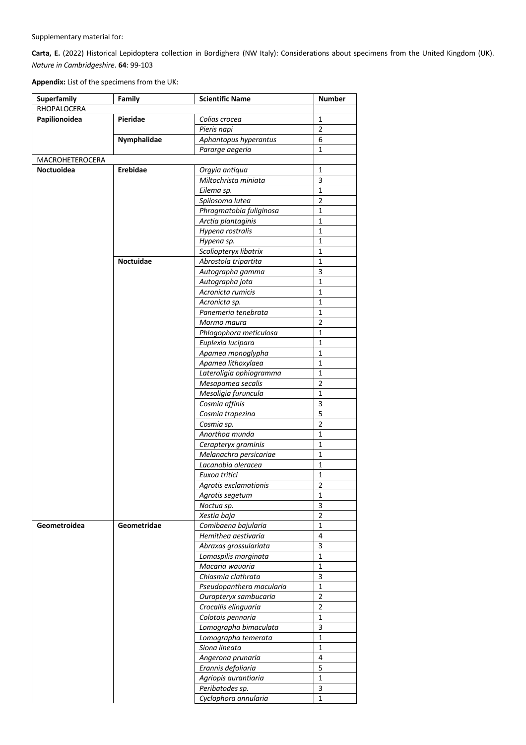Supplementary material for:

**Carta, E.** (2022) Historical Lepidoptera collection in Bordighera (NW Italy): Considerations about specimens from the United Kingdom (UK). *Nature in Cambridgeshire*. **64**: 99-103

**Appendix:** List of the specimens from the UK:

| **Superfamily** | **Family** | **Scientific Name** | **Number** |
|---|---|---|---|
| RHOPALOCERA | | | |
| **Papilionoidea** | **Pieridae** | *Colias crocea* | 1 |
| | | *Pieris napi* | 2 |
| | **Nymphalidae** | *Aphantopus hyperantus* | 6 |
| | | *Pararge aegeria* | 1 |
| MACROHETEROCERA | | | |
| **Noctuoidea** | **Erebidae** | *Orgyia antiqua* | 1 |
| | | *Miltochrista miniata* | 3 |
| | | *Eilema sp.* | 1 |
| | | *Spilosoma lutea* | 2 |
| | | *Phragmatobia fuliginosa* | 1 |
| | | *Arctia plantaginis* | 1 |
| | | *Hypena rostralis* | 1 |
| | | *Hypena sp.* | 1 |
| | | *Scoliopteryx libatrix* | 1 |
| | **Noctuidae** | *Abrostola tripartita* | 1 |
| | | *Autographa gamma* | 3 |
| | | *Autographa jota* | 1 |
| | | *Acronicta rumicis* | 1 |
| | | *Acronicta sp.* | 1 |
| | | *Panemeria tenebrata* | 1 |
| | | *Mormo maura* | 2 |
| | | *Phlogophora meticulosa* | 1 |
| | | *Euplexia lucipara* | 1 |
| | | *Apamea monoglypha* | 1 |
| | | *Apamea lithoxylaea* | 1 |
| | | *Lateroligia ophiogramma* | 1 |
| | | *Mesapamea secalis* | 2 |
| | | *Mesoligia furuncula* | 1 |
| | | *Cosmia affinis* | 3 |
| | | *Cosmia trapezina* | 5 |
| | | *Cosmia sp.* | 2 |
| | | *Anorthoa munda* | 1 |
| | | *Cerapteryx graminis* | 1 |
| | | *Melanachra persicariae* | 1 |
| | | *Lacanobia oleracea* | 1 |
| | | *Euxoa tritici* | 1 |
| | | *Agrotis exclamationis* | 2 |
| | | *Agrotis segetum* | 1 |
| | | *Noctua sp.* | 3 |
| | | *Xestia baja* | 2 |
| **Geometroidea** | **Geometridae** | *Comibaena bajularia* | 1 |
| | | *Hemithea aestivaria* | 4 |
| | | *Abraxas grossulariata* | 3 |
| | | *Lomaspilis marginata* | 1 |
| | | *Macaria wauaria* | 1 |
| | | *Chiasmia clathrata* | 3 |
| | | *Pseudopanthera macularia* | 1 |
| | | *Ourapteryx sambucaria* | 2 |
| | | *Crocallis elinguaria* | 2 |
| | | *Colotois pennaria* | 1 |
| | | *Lomographa bimaculata* | 3 |
| | | *Lomographa temerata* | 1 |
| | | *Siona lineata* | 1 |
| | | *Angerona prunaria* | 4 |
| | | *Erannis defoliaria* | 5 |
| | | *Agriopis aurantiaria* | 1 |
| | | *Peribatodes sp.* | 3 |
| | | *Cyclophora annularia* | 1 |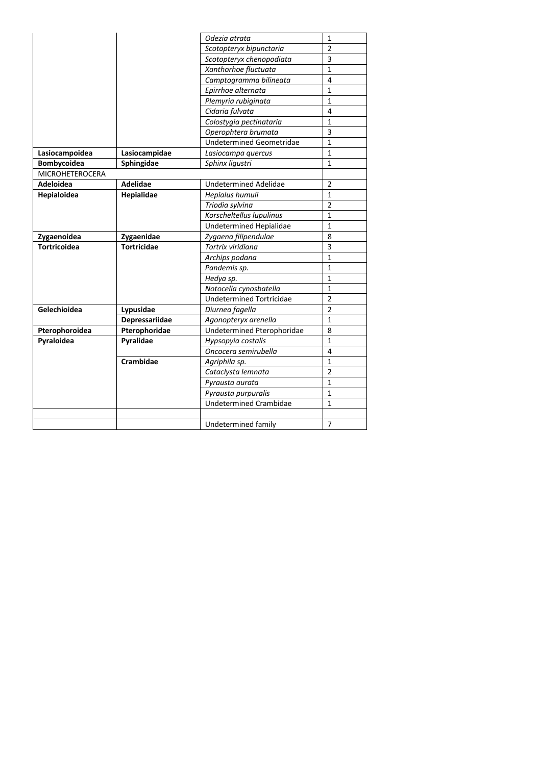| | | | |
|---|---|---|---|
| | | *Odezia atrata* | 1 |
| | | *Scotopteryx bipunctaria* | 2 |
| | | *Scotopteryx chenopodiata* | 3 |
| | | *Xanthorhoe fluctuata* | 1 |
| | | *Camptogramma bilineata* | 4 |
| | | *Epirrhoe alternata* | 1 |
| | | *Plemyria rubiginata* | 1 |
| | | *Cidaria fulvata* | 4 |
| | | *Colostygia pectinataria* | 1 |
| | | *Operophtera brumata* | 3 |
| | | Undetermined Geometridae | 1 |
| **Lasiocampoidea** | **Lasiocampidae** | *Lasiocampa quercus* | 1 |
| **Bombycoidea** | **Sphingidae** | *Sphinx ligustri* | 1 |
| MICROHETEROCERA | | | |
| **Adeloidea** | **Adelidae** | Undetermined Adelidae | 2 |
| **Hepialoidea** | **Hepialidae** | *Hepialus humuli* | 1 |
| | | *Triodia sylvina* | 2 |
| | | *Korscheltellus lupulinus* | 1 |
| | | Undetermined Hepialidae | 1 |
| **Zygaenoidea** | **Zygaenidae** | *Zygaena filipendulae* | 8 |
| **Tortricoidea** | **Tortricidae** | *Tortrix viridiana* | 3 |
| | | *Archips podana* | 1 |
| | | *Pandemis sp.* | 1 |
| | | *Hedya sp.* | 1 |
| | | *Notocelia cynosbatella* | 1 |
| | | Undetermined Tortricidae | 2 |
| **Gelechioidea** | **Lypusidae** | *Diurnea fagella* | 2 |
| | **Depressariidae** | *Agonopteryx arenella* | 1 |
| **Pterophoroidea** | **Pterophoridae** | Undetermined Pterophoridae | 8 |
| **Pyraloidea** | **Pyralidae** | *Hypsopyia costalis* | 1 |
| | | *Oncocera semirubella* | 4 |
| | **Crambidae** | *Agriphila sp.* | 1 |
| | | *Cataclysta lemnata* | 2 |
| | | *Pyrausta aurata* | 1 |
| | | *Pyrausta purpuralis* | 1 |
| | | Undetermined Crambidae | 1 |
| | | | |
| | | Undetermined family | 7 |